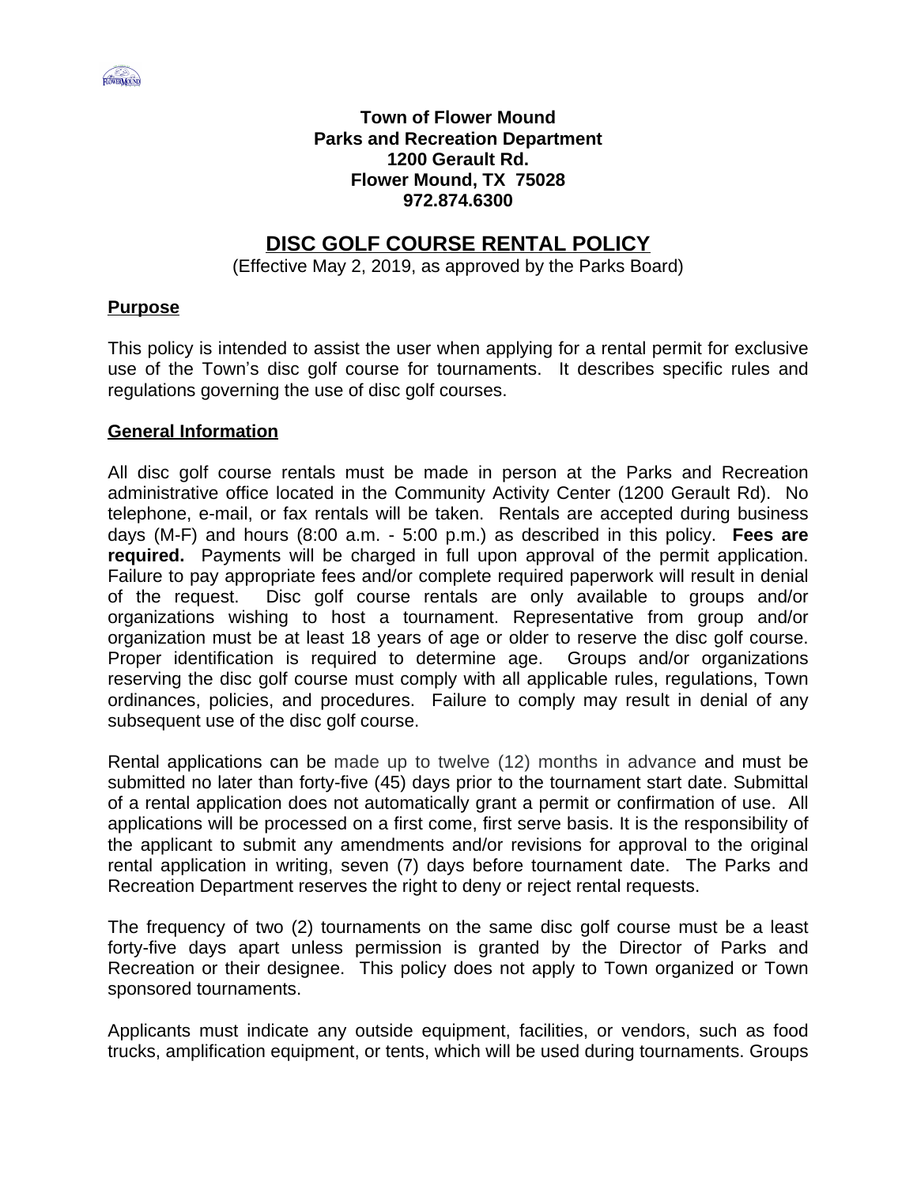**Town of Flower Mound**
**Parks and Recreation Department**
**1200 Gerault Rd.**
**Flower Mound, TX 75028**
**972.874.6300**

# DISC GOLF COURSE RENTAL POLICY

(Effective May 2, 2019, as approved by the Parks Board)

## Purpose

This policy is intended to assist the user when applying for a rental permit for exclusive use of the Town's disc golf course for tournaments. It describes specific rules and regulations governing the use of disc golf courses.

## General Information

All disc golf course rentals must be made in person at the Parks and Recreation administrative office located in the Community Activity Center (1200 Gerault Rd). No telephone, e-mail, or fax rentals will be taken. Rentals are accepted during business days (M-F) and hours (8:00 a.m. - 5:00 p.m.) as described in this policy. **Fees are required.** Payments will be charged in full upon approval of the permit application. Failure to pay appropriate fees and/or complete required paperwork will result in denial of the request. Disc golf course rentals are only available to groups and/or organizations wishing to host a tournament. Representative from group and/or organization must be at least 18 years of age or older to reserve the disc golf course. Proper identification is required to determine age. Groups and/or organizations reserving the disc golf course must comply with all applicable rules, regulations, Town ordinances, policies, and procedures. Failure to comply may result in denial of any subsequent use of the disc golf course.

Rental applications can be made up to twelve (12) months in advance and must be submitted no later than forty-five (45) days prior to the tournament start date. Submittal of a rental application does not automatically grant a permit or confirmation of use. All applications will be processed on a first come, first serve basis. It is the responsibility of the applicant to submit any amendments and/or revisions for approval to the original rental application in writing, seven (7) days before tournament date. The Parks and Recreation Department reserves the right to deny or reject rental requests.

The frequency of two (2) tournaments on the same disc golf course must be a least forty-five days apart unless permission is granted by the Director of Parks and Recreation or their designee. This policy does not apply to Town organized or Town sponsored tournaments.

Applicants must indicate any outside equipment, facilities, or vendors, such as food trucks, amplification equipment, or tents, which will be used during tournaments. Groups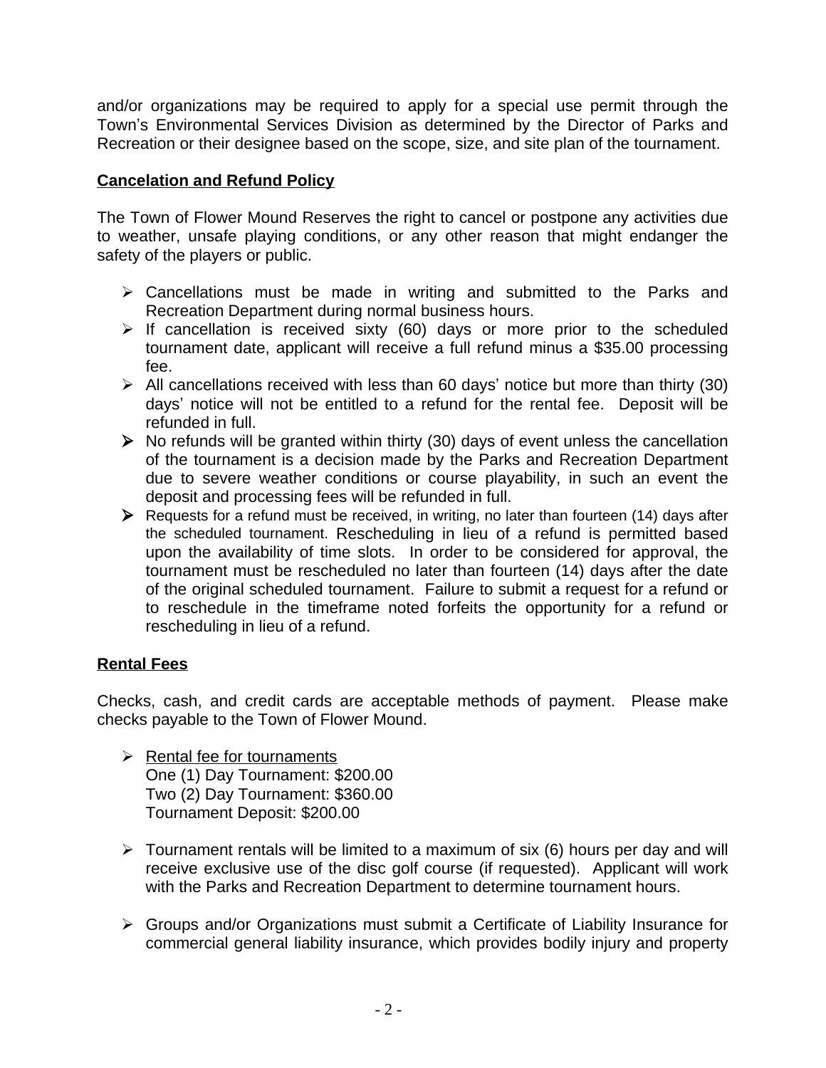and/or organizations may be required to apply for a special use permit through the Town's Environmental Services Division as determined by the Director of Parks and Recreation or their designee based on the scope, size, and site plan of the tournament.

**Cancelation and Refund Policy**

The Town of Flower Mound Reserves the right to cancel or postpone any activities due to weather, unsafe playing conditions, or any other reason that might endanger the safety of the players or public.

- Cancellations must be made in writing and submitted to the Parks and Recreation Department during normal business hours.
- If cancellation is received sixty (60) days or more prior to the scheduled tournament date, applicant will receive a full refund minus a $35.00 processing fee.
- All cancellations received with less than 60 days' notice but more than thirty (30) days' notice will not be entitled to a refund for the rental fee. Deposit will be refunded in full.
- No refunds will be granted within thirty (30) days of event unless the cancellation of the tournament is a decision made by the Parks and Recreation Department due to severe weather conditions or course playability, in such an event the deposit and processing fees will be refunded in full.
- Requests for a refund must be received, in writing, no later than fourteen (14) days after the scheduled tournament. Rescheduling in lieu of a refund is permitted based upon the availability of time slots. In order to be considered for approval, the tournament must be rescheduled no later than fourteen (14) days after the date of the original scheduled tournament. Failure to submit a request for a refund or to reschedule in the timeframe noted forfeits the opportunity for a refund or rescheduling in lieu of a refund.

**Rental Fees**

Checks, cash, and credit cards are acceptable methods of payment. Please make checks payable to the Town of Flower Mound.

- Rental fee for tournaments
  One (1) Day Tournament: $200.00
  Two (2) Day Tournament: $360.00
  Tournament Deposit: $200.00

- Tournament rentals will be limited to a maximum of six (6) hours per day and will receive exclusive use of the disc golf course (if requested). Applicant will work with the Parks and Recreation Department to determine tournament hours.

- Groups and/or Organizations must submit a Certificate of Liability Insurance for commercial general liability insurance, which provides bodily injury and property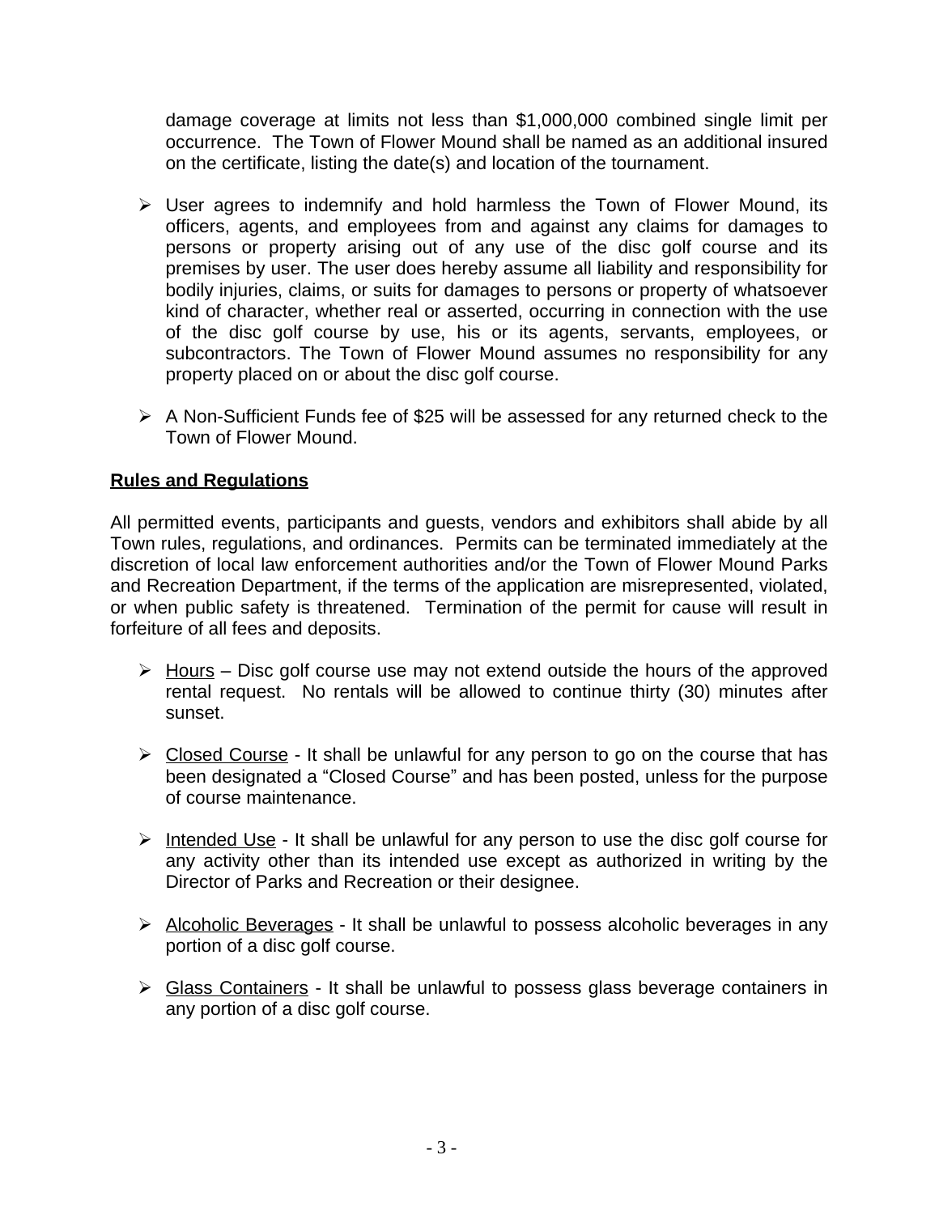damage coverage at limits not less than $1,000,000 combined single limit per occurrence. The Town of Flower Mound shall be named as an additional insured on the certificate, listing the date(s) and location of the tournament.

- User agrees to indemnify and hold harmless the Town of Flower Mound, its officers, agents, and employees from and against any claims for damages to persons or property arising out of any use of the disc golf course and its premises by user. The user does hereby assume all liability and responsibility for bodily injuries, claims, or suits for damages to persons or property of whatsoever kind of character, whether real or asserted, occurring in connection with the use of the disc golf course by use, his or its agents, servants, employees, or subcontractors. The Town of Flower Mound assumes no responsibility for any property placed on or about the disc golf course.

- A Non-Sufficient Funds fee of $25 will be assessed for any returned check to the Town of Flower Mound.

**Rules and Regulations**

All permitted events, participants and guests, vendors and exhibitors shall abide by all Town rules, regulations, and ordinances. Permits can be terminated immediately at the discretion of local law enforcement authorities and/or the Town of Flower Mound Parks and Recreation Department, if the terms of the application are misrepresented, violated, or when public safety is threatened. Termination of the permit for cause will result in forfeiture of all fees and deposits.

- Hours – Disc golf course use may not extend outside the hours of the approved rental request. No rentals will be allowed to continue thirty (30) minutes after sunset.

- Closed Course - It shall be unlawful for any person to go on the course that has been designated a "Closed Course" and has been posted, unless for the purpose of course maintenance.

- Intended Use - It shall be unlawful for any person to use the disc golf course for any activity other than its intended use except as authorized in writing by the Director of Parks and Recreation or their designee.

- Alcoholic Beverages - It shall be unlawful to possess alcoholic beverages in any portion of a disc golf course.

- Glass Containers - It shall be unlawful to possess glass beverage containers in any portion of a disc golf course.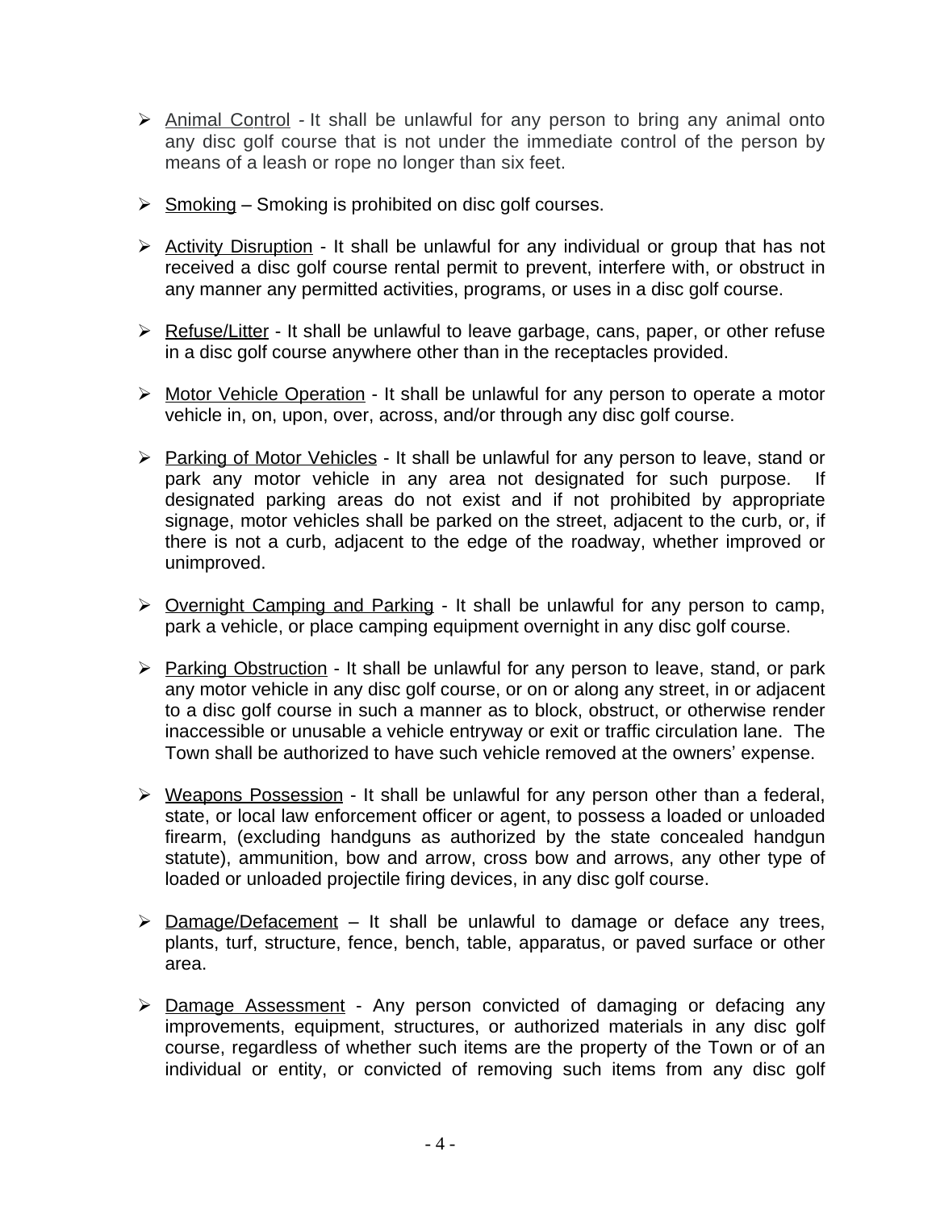- Animal Control - It shall be unlawful for any person to bring any animal onto any disc golf course that is not under the immediate control of the person by means of a leash or rope no longer than six feet.

- Smoking – Smoking is prohibited on disc golf courses.

- Activity Disruption - It shall be unlawful for any individual or group that has not received a disc golf course rental permit to prevent, interfere with, or obstruct in any manner any permitted activities, programs, or uses in a disc golf course.

- Refuse/Litter - It shall be unlawful to leave garbage, cans, paper, or other refuse in a disc golf course anywhere other than in the receptacles provided.

- Motor Vehicle Operation - It shall be unlawful for any person to operate a motor vehicle in, on, upon, over, across, and/or through any disc golf course.

- Parking of Motor Vehicles - It shall be unlawful for any person to leave, stand or park any motor vehicle in any area not designated for such purpose. If designated parking areas do not exist and if not prohibited by appropriate signage, motor vehicles shall be parked on the street, adjacent to the curb, or, if there is not a curb, adjacent to the edge of the roadway, whether improved or unimproved.

- Overnight Camping and Parking - It shall be unlawful for any person to camp, park a vehicle, or place camping equipment overnight in any disc golf course.

- Parking Obstruction - It shall be unlawful for any person to leave, stand, or park any motor vehicle in any disc golf course, or on or along any street, in or adjacent to a disc golf course in such a manner as to block, obstruct, or otherwise render inaccessible or unusable a vehicle entryway or exit or traffic circulation lane. The Town shall be authorized to have such vehicle removed at the owners' expense.

- Weapons Possession - It shall be unlawful for any person other than a federal, state, or local law enforcement officer or agent, to possess a loaded or unloaded firearm, (excluding handguns as authorized by the state concealed handgun statute), ammunition, bow and arrow, cross bow and arrows, any other type of loaded or unloaded projectile firing devices, in any disc golf course.

- Damage/Defacement – It shall be unlawful to damage or deface any trees, plants, turf, structure, fence, bench, table, apparatus, or paved surface or other area.

- Damage Assessment - Any person convicted of damaging or defacing any improvements, equipment, structures, or authorized materials in any disc golf course, regardless of whether such items are the property of the Town or of an individual or entity, or convicted of removing such items from any disc golf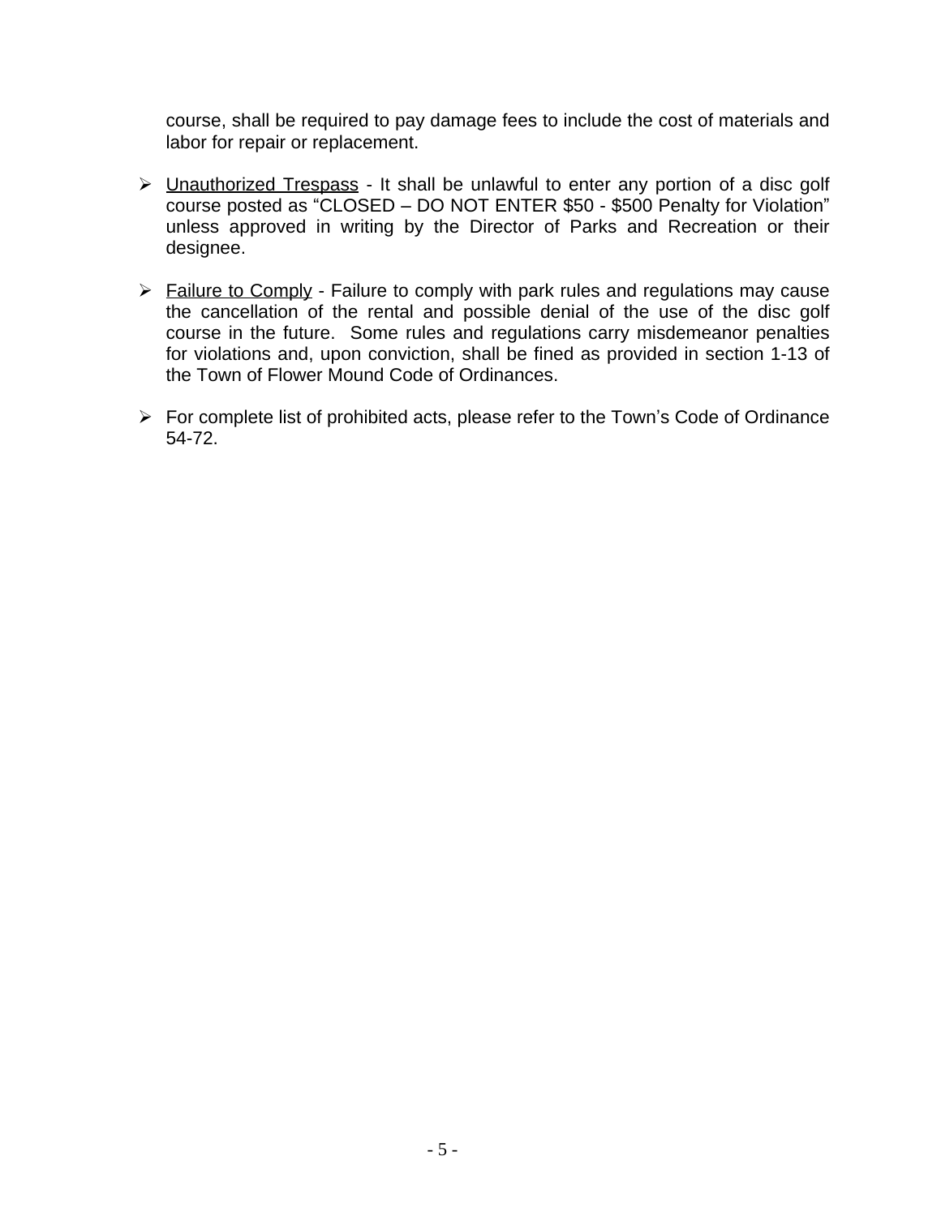course, shall be required to pay damage fees to include the cost of materials and labor for repair or replacement.

- Unauthorized Trespass - It shall be unlawful to enter any portion of a disc golf course posted as "CLOSED – DO NOT ENTER $50 - $500 Penalty for Violation" unless approved in writing by the Director of Parks and Recreation or their designee.

- Failure to Comply - Failure to comply with park rules and regulations may cause the cancellation of the rental and possible denial of the use of the disc golf course in the future. Some rules and regulations carry misdemeanor penalties for violations and, upon conviction, shall be fined as provided in section 1-13 of the Town of Flower Mound Code of Ordinances.

- For complete list of prohibited acts, please refer to the Town's Code of Ordinance 54-72.